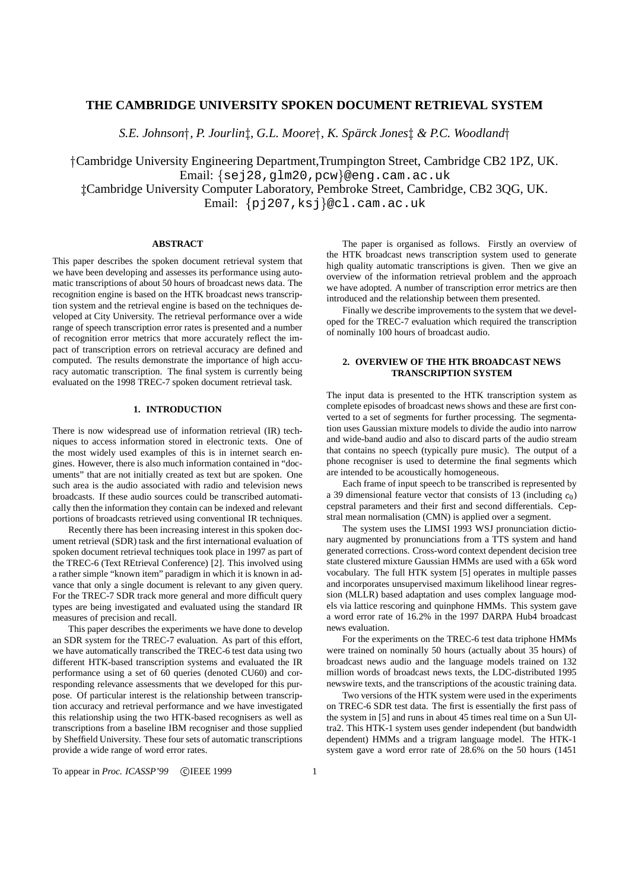# THE CAMBRIDGE UNIVERSITY SPOKEN DOCUMENT RETRIEVAL SYSTEM

*S.E. Johnson†, P. Jourlin‡, G.L. Moore†, K. Spärck Jones‡ & P.C. Woodland†*

†Cambridge University Engineering Department,Trumpington Street, Cambridge CB2 1PZ, UK.
Email: {sej28,glm20,pcw}@eng.cam.ac.uk
‡Cambridge University Computer Laboratory, Pembroke Street, Cambridge, CB2 3QG, UK.
Email: {pj207,ksj}@cl.cam.ac.uk

## ABSTRACT

This paper describes the spoken document retrieval system that we have been developing and assesses its performance using automatic transcriptions of about 50 hours of broadcast news data. The recognition engine is based on the HTK broadcast news transcription system and the retrieval engine is based on the techniques developed at City University. The retrieval performance over a wide range of speech transcription error rates is presented and a number of recognition error metrics that more accurately reflect the impact of transcription errors on retrieval accuracy are defined and computed. The results demonstrate the importance of high accuracy automatic transcription. The final system is currently being evaluated on the 1998 TREC-7 spoken document retrieval task.

## 1. INTRODUCTION

There is now widespread use of information retrieval (IR) techniques to access information stored in electronic texts. One of the most widely used examples of this is in internet search engines. However, there is also much information contained in "documents" that are not initially created as text but are spoken. One such area is the audio associated with radio and television news broadcasts. If these audio sources could be transcribed automatically then the information they contain can be indexed and relevant portions of broadcasts retrieved using conventional IR techniques.

Recently there has been increasing interest in this spoken document retrieval (SDR) task and the first international evaluation of spoken document retrieval techniques took place in 1997 as part of the TREC-6 (Text REtrieval Conference) [2]. This involved using a rather simple "known item" paradigm in which it is known in advance that only a single document is relevant to any given query. For the TREC-7 SDR track more general and more difficult query types are being investigated and evaluated using the standard IR measures of precision and recall.

This paper describes the experiments we have done to develop an SDR system for the TREC-7 evaluation. As part of this effort, we have automatically transcribed the TREC-6 test data using two different HTK-based transcription systems and evaluated the IR performance using a set of 60 queries (denoted CU60) and corresponding relevance assessments that we developed for this purpose. Of particular interest is the relationship between transcription accuracy and retrieval performance and we have investigated this relationship using the two HTK-based recognisers as well as transcriptions from a baseline IBM recogniser and those supplied by Sheffield University. These four sets of automatic transcriptions provide a wide range of word error rates.

The paper is organised as follows. Firstly an overview of the HTK broadcast news transcription system used to generate high quality automatic transcriptions is given. Then we give an overview of the information retrieval problem and the approach we have adopted. A number of transcription error metrics are then introduced and the relationship between them presented.

Finally we describe improvements to the system that we developed for the TREC-7 evaluation which required the transcription of nominally 100 hours of broadcast audio.

## 2. OVERVIEW OF THE HTK BROADCAST NEWS TRANSCRIPTION SYSTEM

The input data is presented to the HTK transcription system as complete episodes of broadcast news shows and these are first converted to a set of segments for further processing. The segmentation uses Gaussian mixture models to divide the audio into narrow and wide-band audio and also to discard parts of the audio stream that contains no speech (typically pure music). The output of a phone recogniser is used to determine the final segments which are intended to be acoustically homogeneous.

Each frame of input speech to be transcribed is represented by a 39 dimensional feature vector that consists of 13 (including $c_0$) cepstral parameters and their first and second differentials. Cepstral mean normalisation (CMN) is applied over a segment.

The system uses the LIMSI 1993 WSJ pronunciation dictionary augmented by pronunciations from a TTS system and hand generated corrections. Cross-word context dependent decision tree state clustered mixture Gaussian HMMs are used with a 65k word vocabulary. The full HTK system [5] operates in multiple passes and incorporates unsupervised maximum likelihood linear regression (MLLR) based adaptation and uses complex language models via lattice rescoring and quinphone HMMs. This system gave a word error rate of 16.2% in the 1997 DARPA Hub4 broadcast news evaluation.

For the experiments on the TREC-6 test data triphone HMMs were trained on nominally 50 hours (actually about 35 hours) of broadcast news audio and the language models trained on 132 million words of broadcast news texts, the LDC-distributed 1995 newswire texts, and the transcriptions of the acoustic training data.

Two versions of the HTK system were used in the experiments on TREC-6 SDR test data. The first is essentially the first pass of the system in [5] and runs in about 45 times real time on a Sun Ultra2. This HTK-1 system uses gender independent (but bandwidth dependent) HMMs and a trigram language model. The HTK-1 system gave a word error rate of 28.6% on the 50 hours (1451

To appear in *Proc. ICASSP'99* ©IEEE 1999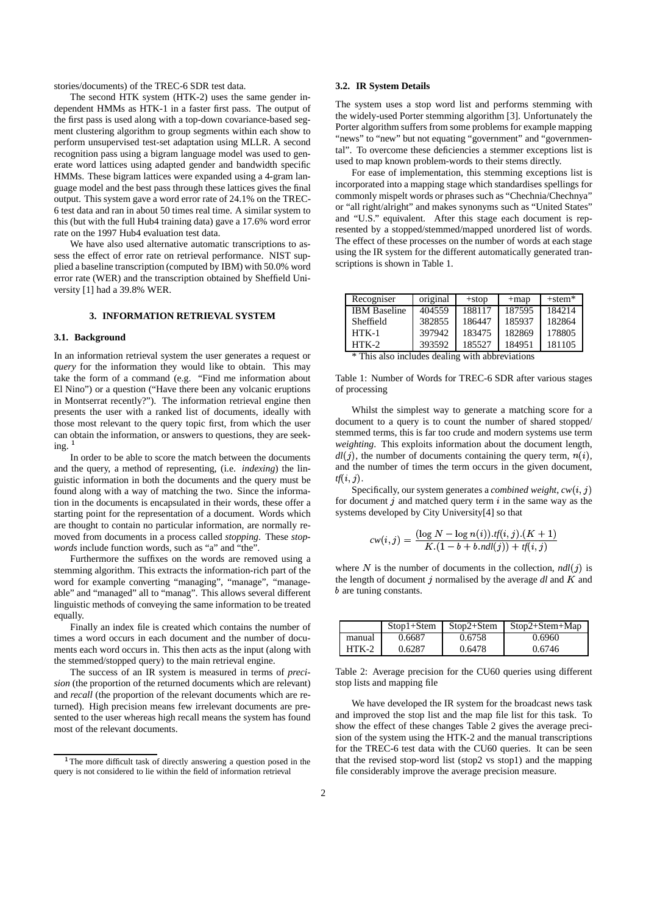stories/documents) of the TREC-6 SDR test data.

The second HTK system (HTK-2) uses the same gender independent HMMs as HTK-1 in a faster first pass. The output of the first pass is used along with a top-down covariance-based segment clustering algorithm to group segments within each show to perform unsupervised test-set adaptation using MLLR. A second recognition pass using a bigram language model was used to generate word lattices using adapted gender and bandwidth specific HMMs. These bigram lattices were expanded using a 4-gram language model and the best pass through these lattices gives the final output. This system gave a word error rate of 24.1% on the TREC-6 test data and ran in about 50 times real time. A similar system to this (but with the full Hub4 training data) gave a 17.6% word error rate on the 1997 Hub4 evaluation test data.

We have also used alternative automatic transcriptions to assess the effect of error rate on retrieval performance. NIST supplied a baseline transcription (computed by IBM) with 50.0% word error rate (WER) and the transcription obtained by Sheffield University [1] had a 39.8% WER.

## 3. INFORMATION RETRIEVAL SYSTEM

### 3.1. Background

In an information retrieval system the user generates a request or *query* for the information they would like to obtain. This may take the form of a command (e.g. "Find me information about El Nino") or a question ("Have there been any volcanic eruptions in Montserrat recently?"). The information retrieval engine then presents the user with a ranked list of documents, ideally with those most relevant to the query topic first, from which the user can obtain the information, or answers to questions, they are seeking. [1]

In order to be able to score the match between the documents and the query, a method of representing, (i.e. *indexing*) the linguistic information in both the documents and the query must be found along with a way of matching the two. Since the information in the documents is encapsulated in their words, these offer a starting point for the representation of a document. Words which are thought to contain no particular information, are normally removed from documents in a process called *stopping*. These *stopwords* include function words, such as "a" and "the".

Furthermore the suffixes on the words are removed using a stemming algorithm. This extracts the information-rich part of the word for example converting "managing", "manage", "manageable" and "managed" all to "manag". This allows several different linguistic methods of conveying the same information to be treated equally.

Finally an index file is created which contains the number of times a word occurs in each document and the number of documents each word occurs in. This then acts as the input (along with the stemmed/stopped query) to the main retrieval engine.

The success of an IR system is measured in terms of *precision* (the proportion of the returned documents which are relevant) and *recall* (the proportion of the relevant documents which are returned). High precision means few irrelevant documents are presented to the user whereas high recall means the system has found most of the relevant documents.

[1] The more difficult task of directly answering a question posed in the query is not considered to lie within the field of information retrieval

### 3.2. IR System Details

The system uses a stop word list and performs stemming with the widely-used Porter stemming algorithm [3]. Unfortunately the Porter algorithm suffers from some problems for example mapping "news" to "new" but not equating "government" and "governmental". To overcome these deficiencies a stemmer exceptions list is used to map known problem-words to their stems directly.

For ease of implementation, this stemming exceptions list is incorporated into a mapping stage which standardises spellings for commonly mispelt words or phrases such as "Chechnia/Chechnya" or "all right/alright" and makes synonyms such as "United States" and "U.S." equivalent. After this stage each document is represented by a stopped/stemmed/mapped unordered list of words. The effect of these processes on the number of words at each stage using the IR system for the different automatically generated transcriptions is shown in Table 1.

| Recogniser | original | +stop | +map | +stem* |
|---|---|---|---|---|
| IBM Baseline | 404559 | 188117 | 187595 | 184214 |
| Sheffield | 382855 | 186447 | 185937 | 182864 |
| HTK-1 | 397942 | 183475 | 182869 | 178805 |
| HTK-2 | 393592 | 185527 | 184951 | 181105 |

\* This also includes dealing with abbreviations

Table 1: Number of Words for TREC-6 SDR after various stages of processing

Whilst the simplest way to generate a matching score for a document to a query is to count the number of shared stopped/stemmed terms, this is far too crude and modern systems use term *weighting*. This exploits information about the document length, $dl(j)$, the number of documents containing the query term, $n(i)$, and the number of times the term occurs in the given document, $tf(i,j)$.

Specifically, our system generates a *combined weight*, $cw(i,j)$ for document $j$ and matched query term $i$ in the same way as the systems developed by City University[4] so that

$$cw(i,j) = \frac{(\log N - \log n(i)).tf(i,j).(K+1)}{K.(1-b+b.ndl(j)) + tf(i,j)}$$

where $N$ is the number of documents in the collection, $ndl(j)$ is the length of document $j$ normalised by the average $dl$ and $K$ and $b$ are tuning constants.

| | Stop1+Stem | Stop2+Stem | Stop2+Stem+Map |
|---|---|---|---|
| manual | 0.6687 | 0.6758 | 0.6960 |
| HTK-2 | 0.6287 | 0.6478 | 0.6746 |

Table 2: Average precision for the CU60 queries using different stop lists and mapping file

We have developed the IR system for the broadcast news task and improved the stop list and the map file list for this task. To show the effect of these changes Table 2 gives the average precision of the system using the HTK-2 and the manual transcriptions for the TREC-6 test data with the CU60 queries. It can be seen that the revised stop-word list (stop2 vs stop1) and the mapping file considerably improve the average precision measure.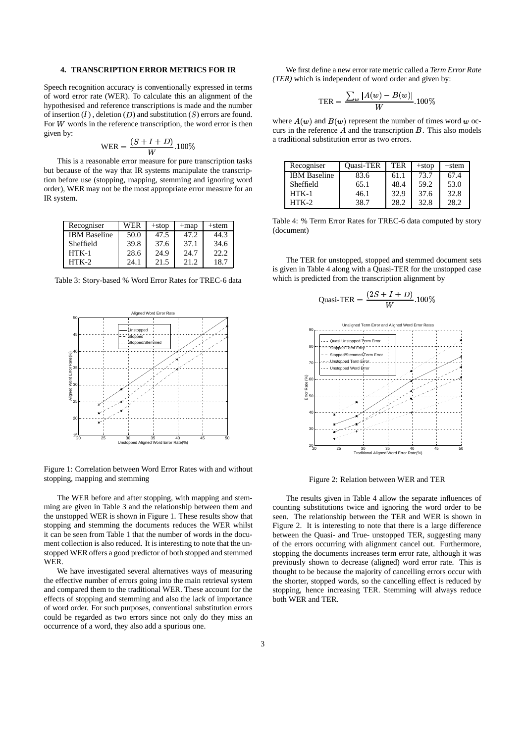## 4. TRANSCRIPTION ERROR METRICS FOR IR

Speech recognition accuracy is conventionally expressed in terms of word error rate (WER). To calculate this an alignment of the hypothesised and reference transcriptions is made and the number of insertion $(I)$ , deletion $(D)$ and substitution $(S)$ errors are found. For $W$ words in the reference transcription, the word error is then given by:

$$\text{WER} = \frac{(S + I + D)}{W}.100\%$$

This is a reasonable error measure for pure transcription tasks but because of the way that IR systems manipulate the transcription before use (stopping, mapping, stemming and ignoring word order), WER may not be the most appropriate error measure for an IR system.

| Recogniser | WER | +stop | +map | +stem |
|---|---|---|---|---|
| IBM Baseline | 50.0 | 47.5 | 47.2 | 44.3 |
| Sheffield | 39.8 | 37.6 | 37.1 | 34.6 |
| HTK-1 | 28.6 | 24.9 | 24.7 | 22.2 |
| HTK-2 | 24.1 | 21.5 | 21.2 | 18.7 |

Table 3: Story-based % Word Error Rates for TREC-6 data

Figure 1: Correlation between Word Error Rates with and without stopping, mapping and stemming

The WER before and after stopping, with mapping and stemming are given in Table 3 and the relationship between them and the unstopped WER is shown in Figure 1. These results show that stopping and stemming the documents reduces the WER whilst it can be seen from Table 1 that the number of words in the document collection is also reduced. It is interesting to note that the unstopped WER offers a good predictor of both stopped and stemmed WER.

We have investigated several alternatives ways of measuring the effective number of errors going into the main retrieval system and compared them to the traditional WER. These account for the effects of stopping and stemming and also the lack of importance of word order. For such purposes, conventional substitution errors could be regarded as two errors since not only do they miss an occurrence of a word, they also add a spurious one.

We first define a new error rate metric called a *Term Error Rate (TER)* which is independent of word order and given by:

$$\text{TER} = \frac{\sum_w |A(w) - B(w)|}{W}.100\%$$

where $A(w)$ and $B(w)$ represent the number of times word $w$ occurs in the reference $A$ and the transcription $B$. This also models a traditional substitution error as two errors.

| Recogniser | Quasi-TER | TER | +stop | +stem |
|---|---|---|---|---|
| IBM Baseline | 83.6 | 61.1 | 73.7 | 67.4 |
| Sheffield | 65.1 | 48.4 | 59.2 | 53.0 |
| HTK-1 | 46.1 | 32.9 | 37.6 | 32.8 |
| HTK-2 | 38.7 | 28.2 | 32.8 | 28.2 |

Table 4: % Term Error Rates for TREC-6 data computed by story (document)

The TER for unstopped, stopped and stemmed document sets is given in Table 4 along with a Quasi-TER for the unstopped case which is predicted from the transcription alignment by

$$\text{Quasi-TER} = \frac{(2S + I + D)}{W}.100\%$$

Figure 2: Relation between WER and TER

The results given in Table 4 allow the separate influences of counting substitutions twice and ignoring the word order to be seen. The relationship between the TER and WER is shown in Figure 2. It is interesting to note that there is a large difference between the Quasi- and True- unstopped TER, suggesting many of the errors occurring with alignment cancel out. Furthermore, stopping the documents increases term error rate, although it was previously shown to decrease (aligned) word error rate. This is thought to be because the majority of cancelling errors occur with the shorter, stopped words, so the cancelling effect is reduced by stopping, hence increasing TER. Stemming will always reduce both WER and TER.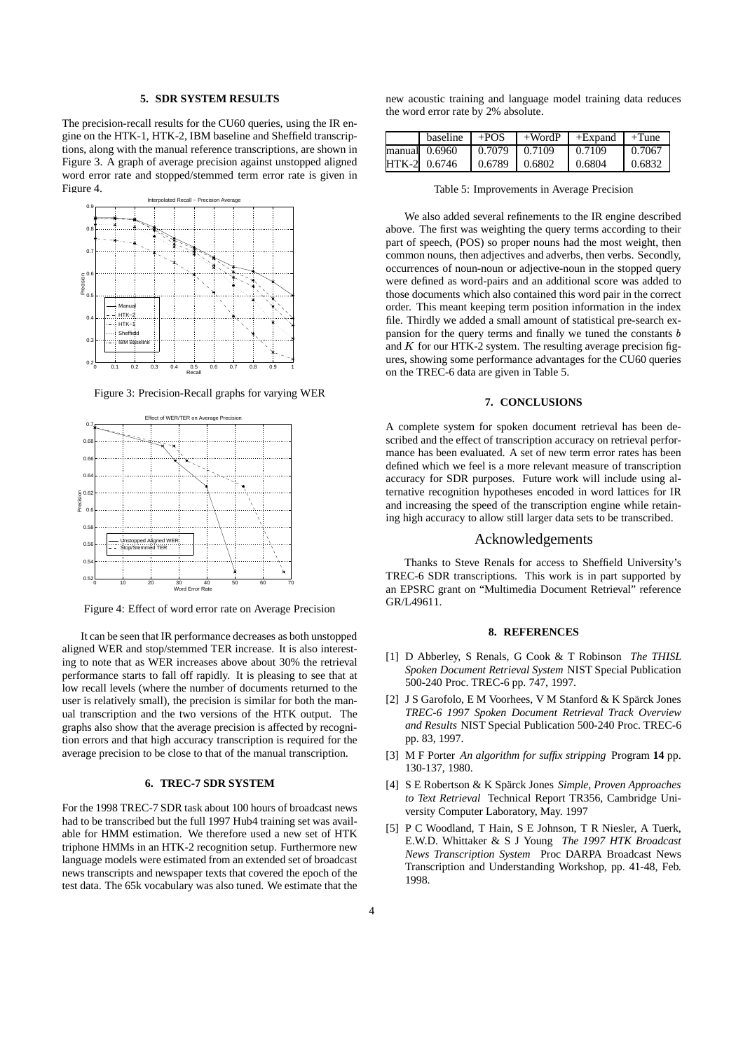## 5. SDR SYSTEM RESULTS

The precision-recall results for the CU60 queries, using the IR engine on the HTK-1, HTK-2, IBM baseline and Sheffield transcriptions, along with the manual reference transcriptions, are shown in Figure 3. A graph of average precision against unstopped aligned word error rate and stopped/stemmed term error rate is given in Figure 4.

Interpolated Recall – Precision Average

Precision

Recall

0.9
0.8
0.7
0.6
0.5
0.4
0.3
0.2

0 0.1 0.2 0.3 0.4 0.5 0.6 0.7 0.8 0.9 1

Manual
HTK-2
HTK-1
Sheffield
IBM Baseline

Figure 3: Precision-Recall graphs for varying WER

Effect of WER/TER on Average Precision

Precision

Word Error Rate

0.7
0.68
0.66
0.64
0.62
0.6
0.58
0.56
0.54
0.52

0 10 20 30 40 50 60 70

Unstopped Aligned WER
Stop/Stemmed TER

Figure 4: Effect of word error rate on Average Precision

It can be seen that IR performance decreases as both unstopped aligned WER and stop/stemmed TER increase. It is also interesting to note that as WER increases above about 30% the retrieval performance starts to fall off rapidly. It is pleasing to see that at low recall levels (where the number of documents returned to the user is relatively small), the precision is similar for both the manual transcription and the two versions of the HTK output. The graphs also show that the average precision is affected by recognition errors and that high accuracy transcription is required for the average precision to be close to that of the manual transcription.

## 6. TREC-7 SDR SYSTEM

For the 1998 TREC-7 SDR task about 100 hours of broadcast news had to be transcribed but the full 1997 Hub4 training set was available for HMM estimation. We therefore used a new set of HTK triphone HMMs in an HTK-2 recognition setup. Furthermore new language models were estimated from an extended set of broadcast news transcripts and newspaper texts that covered the epoch of the test data. The 65k vocabulary was also tuned. We estimate that the new acoustic training and language model training data reduces the word error rate by 2% absolute.

| | baseline | +POS | +WordP | +Expand | +Tune |
|---|---|---|---|---|---|
| manual | 0.6960 | 0.7079 | 0.7109 | 0.7109 | 0.7067 |
| HTK-2 | 0.6746 | 0.6789 | 0.6802 | 0.6804 | 0.6832 |

Table 5: Improvements in Average Precision

We also added several refinements to the IR engine described above. The first was weighting the query terms according to their part of speech, (POS) so proper nouns had the most weight, then common nouns, then adjectives and adverbs, then verbs. Secondly, occurrences of noun-noun or adjective-noun in the stopped query were defined as word-pairs and an additional score was added to those documents which also contained this word pair in the correct order. This meant keeping term position information in the index file. Thirdly we added a small amount of statistical pre-search expansion for the query terms and finally we tuned the constants $b$ and $K$ for our HTK-2 system. The resulting average precision figures, showing some performance advantages for the CU60 queries on the TREC-6 data are given in Table 5.

## 7. CONCLUSIONS

A complete system for spoken document retrieval has been described and the effect of transcription accuracy on retrieval performance has been evaluated. A set of new term error rates has been defined which we feel is a more relevant measure of transcription accuracy for SDR purposes. Future work will include using alternative recognition hypotheses encoded in word lattices for IR and increasing the speed of the transcription engine while retaining high accuracy to allow still larger data sets to be transcribed.

## Acknowledgements

Thanks to Steve Renals for access to Sheffield University's TREC-6 SDR transcriptions. This work is in part supported by an EPSRC grant on "Multimedia Document Retrieval" reference GR/L49611.

## 8. REFERENCES

[1] D Abberley, S Renals, G Cook & T Robinson *The THISL Spoken Document Retrieval System* NIST Special Publication 500-240 Proc. TREC-6 pp. 747, 1997.

[2] J S Garofolo, E M Voorhees, V M Stanford & K Spärck Jones *TREC-6 1997 Spoken Document Retrieval Track Overview and Results* NIST Special Publication 500-240 Proc. TREC-6 pp. 83, 1997.

[3] M F Porter *An algorithm for suffix stripping* Program **14** pp. 130-137, 1980.

[4] S E Robertson & K Spärck Jones *Simple, Proven Approaches to Text Retrieval* Technical Report TR356, Cambridge University Computer Laboratory, May. 1997

[5] P C Woodland, T Hain, S E Johnson, T R Niesler, A Tuerk, E.W.D. Whittaker & S J Young *The 1997 HTK Broadcast News Transcription System* Proc DARPA Broadcast News Transcription and Understanding Workshop, pp. 41-48, Feb. 1998.